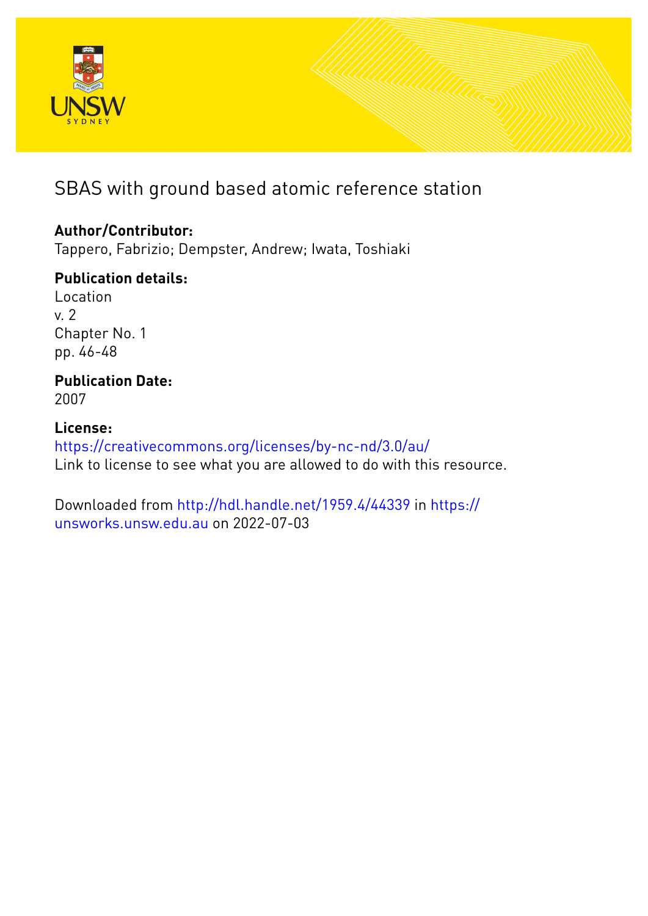# SBAS with ground based atomic reference station

**Author/Contributor:**
Tappero, Fabrizio; Dempster, Andrew; Iwata, Toshiaki

**Publication details:**
Location
v. 2
Chapter No. 1
pp. 46-48

**Publication Date:**
2007

**License:**
https://creativecommons.org/licenses/by-nc-nd/3.0/au/
Link to license to see what you are allowed to do with this resource.

Downloaded from http://hdl.handle.net/1959.4/44339 in https://unsworks.unsw.edu.au on 2022-07-03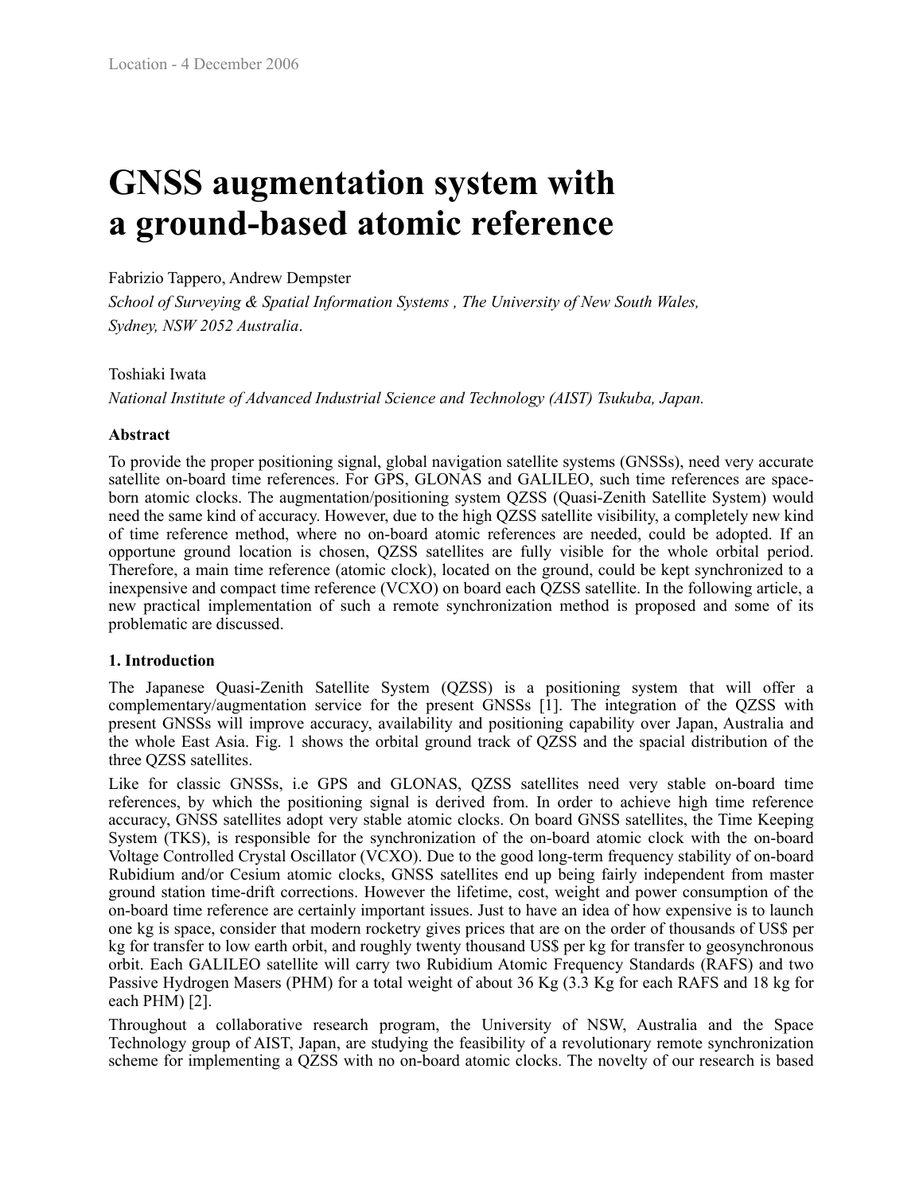# GNSS augmentation system with a ground-based atomic reference

Fabrizio Tappero, Andrew Dempster

*School of Surveying & Spatial Information Systems , The University of New South Wales, Sydney, NSW 2052 Australia*.

Toshiaki Iwata

*National Institute of Advanced Industrial Science and Technology (AIST) Tsukuba, Japan.*

**Abstract**

To provide the proper positioning signal, global navigation satellite systems (GNSSs), need very accurate satellite on-board time references. For GPS, GLONAS and GALILEO, such time references are space-born atomic clocks. The augmentation/positioning system QZSS (Quasi-Zenith Satellite System) would need the same kind of accuracy. However, due to the high QZSS satellite visibility, a completely new kind of time reference method, where no on-board atomic references are needed, could be adopted. If an opportune ground location is chosen, QZSS satellites are fully visible for the whole orbital period. Therefore, a main time reference (atomic clock), located on the ground, could be kept synchronized to a inexpensive and compact time reference (VCXO) on board each QZSS satellite. In the following article, a new practical implementation of such a remote synchronization method is proposed and some of its problematic are discussed.

**1. Introduction**

The Japanese Quasi-Zenith Satellite System (QZSS) is a positioning system that will offer a complementary/augmentation service for the present GNSSs [1]. The integration of the QZSS with present GNSSs will improve accuracy, availability and positioning capability over Japan, Australia and the whole East Asia. Fig. 1 shows the orbital ground track of QZSS and the spacial distribution of the three QZSS satellites.

Like for classic GNSSs, i.e GPS and GLONAS, QZSS satellites need very stable on-board time references, by which the positioning signal is derived from. In order to achieve high time reference accuracy, GNSS satellites adopt very stable atomic clocks. On board GNSS satellites, the Time Keeping System (TKS), is responsible for the synchronization of the on-board atomic clock with the on-board Voltage Controlled Crystal Oscillator (VCXO). Due to the good long-term frequency stability of on-board Rubidium and/or Cesium atomic clocks, GNSS satellites end up being fairly independent from master ground station time-drift corrections. However the lifetime, cost, weight and power consumption of the on-board time reference are certainly important issues. Just to have an idea of how expensive is to launch one kg is space, consider that modern rocketry gives prices that are on the order of thousands of US$ per kg for transfer to low earth orbit, and roughly twenty thousand US$ per kg for transfer to geosynchronous orbit. Each GALILEO satellite will carry two Rubidium Atomic Frequency Standards (RAFS) and two Passive Hydrogen Masers (PHM) for a total weight of about 36 Kg (3.3 Kg for each RAFS and 18 kg for each PHM) [2].

Throughout a collaborative research program, the University of NSW, Australia and the Space Technology group of AIST, Japan, are studying the feasibility of a revolutionary remote synchronization scheme for implementing a QZSS with no on-board atomic clocks. The novelty of our research is based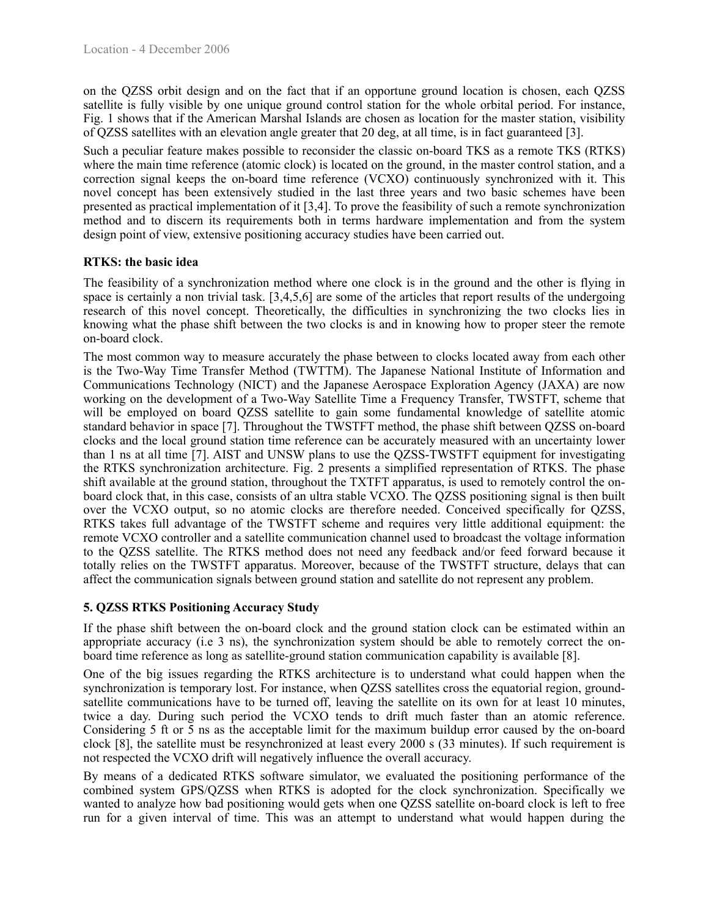on the QZSS orbit design and on the fact that if an opportune ground location is chosen, each QZSS satellite is fully visible by one unique ground control station for the whole orbital period. For instance, Fig. 1 shows that if the American Marshal Islands are chosen as location for the master station, visibility of QZSS satellites with an elevation angle greater that 20 deg, at all time, is in fact guaranteed [3].

Such a peculiar feature makes possible to reconsider the classic on-board TKS as a remote TKS (RTKS) where the main time reference (atomic clock) is located on the ground, in the master control station, and a correction signal keeps the on-board time reference (VCXO) continuously synchronized with it. This novel concept has been extensively studied in the last three years and two basic schemes have been presented as practical implementation of it [3,4]. To prove the feasibility of such a remote synchronization method and to discern its requirements both in terms hardware implementation and from the system design point of view, extensive positioning accuracy studies have been carried out.

**RTKS: the basic idea**

The feasibility of a synchronization method where one clock is in the ground and the other is flying in space is certainly a non trivial task. [3,4,5,6] are some of the articles that report results of the undergoing research of this novel concept. Theoretically, the difficulties in synchronizing the two clocks lies in knowing what the phase shift between the two clocks is and in knowing how to proper steer the remote on-board clock.

The most common way to measure accurately the phase between to clocks located away from each other is the Two-Way Time Transfer Method (TWTTM). The Japanese National Institute of Information and Communications Technology (NICT) and the Japanese Aerospace Exploration Agency (JAXA) are now working on the development of a Two-Way Satellite Time a Frequency Transfer, TWSTFT, scheme that will be employed on board QZSS satellite to gain some fundamental knowledge of satellite atomic standard behavior in space [7]. Throughout the TWSTFT method, the phase shift between QZSS on-board clocks and the local ground station time reference can be accurately measured with an uncertainty lower than 1 ns at all time [7]. AIST and UNSW plans to use the QZSS-TWSTFT equipment for investigating the RTKS synchronization architecture. Fig. 2 presents a simplified representation of RTKS. The phase shift available at the ground station, throughout the TXTFT apparatus, is used to remotely control the on-board clock that, in this case, consists of an ultra stable VCXO. The QZSS positioning signal is then built over the VCXO output, so no atomic clocks are therefore needed. Conceived specifically for QZSS, RTKS takes full advantage of the TWSTFT scheme and requires very little additional equipment: the remote VCXO controller and a satellite communication channel used to broadcast the voltage information to the QZSS satellite. The RTKS method does not need any feedback and/or feed forward because it totally relies on the TWSTFT apparatus. Moreover, because of the TWSTFT structure, delays that can affect the communication signals between ground station and satellite do not represent any problem.

## 5. QZSS RTKS Positioning Accuracy Study

If the phase shift between the on-board clock and the ground station clock can be estimated within an appropriate accuracy (i.e 3 ns), the synchronization system should be able to remotely correct the on-board time reference as long as satellite-ground station communication capability is available [8].

One of the big issues regarding the RTKS architecture is to understand what could happen when the synchronization is temporary lost. For instance, when QZSS satellites cross the equatorial region, ground-satellite communications have to be turned off, leaving the satellite on its own for at least 10 minutes, twice a day. During such period the VCXO tends to drift much faster than an atomic reference. Considering 5 ft or 5 ns as the acceptable limit for the maximum buildup error caused by the on-board clock [8], the satellite must be resynchronized at least every 2000 s (33 minutes). If such requirement is not respected the VCXO drift will negatively influence the overall accuracy.

By means of a dedicated RTKS software simulator, we evaluated the positioning performance of the combined system GPS/QZSS when RTKS is adopted for the clock synchronization. Specifically we wanted to analyze how bad positioning would gets when one QZSS satellite on-board clock is left to free run for a given interval of time. This was an attempt to understand what would happen during the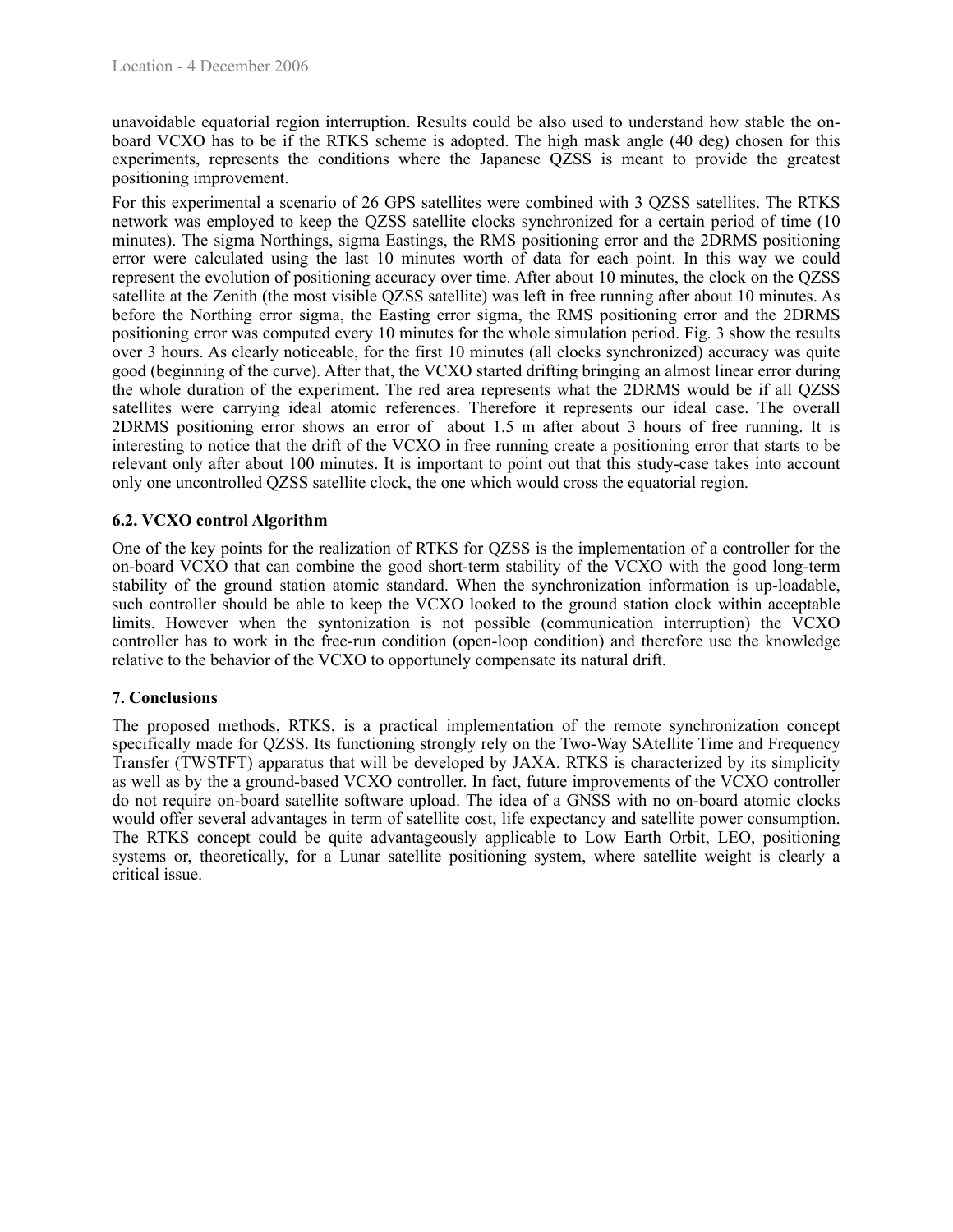unavoidable equatorial region interruption. Results could be also used to understand how stable the on-board VCXO has to be if the RTKS scheme is adopted. The high mask angle (40 deg) chosen for this experiments, represents the conditions where the Japanese QZSS is meant to provide the greatest positioning improvement.

For this experimental a scenario of 26 GPS satellites were combined with 3 QZSS satellites. The RTKS network was employed to keep the QZSS satellite clocks synchronized for a certain period of time (10 minutes). The sigma Northings, sigma Eastings, the RMS positioning error and the 2DRMS positioning error were calculated using the last 10 minutes worth of data for each point. In this way we could represent the evolution of positioning accuracy over time. After about 10 minutes, the clock on the QZSS satellite at the Zenith (the most visible QZSS satellite) was left in free running after about 10 minutes. As before the Northing error sigma, the Easting error sigma, the RMS positioning error and the 2DRMS positioning error was computed every 10 minutes for the whole simulation period. Fig. 3 show the results over 3 hours. As clearly noticeable, for the first 10 minutes (all clocks synchronized) accuracy was quite good (beginning of the curve). After that, the VCXO started drifting bringing an almost linear error during the whole duration of the experiment. The red area represents what the 2DRMS would be if all QZSS satellites were carrying ideal atomic references. Therefore it represents our ideal case. The overall 2DRMS positioning error shows an error of about 1.5 m after about 3 hours of free running. It is interesting to notice that the drift of the VCXO in free running create a positioning error that starts to be relevant only after about 100 minutes. It is important to point out that this study-case takes into account only one uncontrolled QZSS satellite clock, the one which would cross the equatorial region.

### 6.2. VCXO control Algorithm

One of the key points for the realization of RTKS for QZSS is the implementation of a controller for the on-board VCXO that can combine the good short-term stability of the VCXO with the good long-term stability of the ground station atomic standard. When the synchronization information is up-loadable, such controller should be able to keep the VCXO looked to the ground station clock within acceptable limits. However when the syntonization is not possible (communication interruption) the VCXO controller has to work in the free-run condition (open-loop condition) and therefore use the knowledge relative to the behavior of the VCXO to opportunely compensate its natural drift.

## 7. Conclusions

The proposed methods, RTKS, is a practical implementation of the remote synchronization concept specifically made for QZSS. Its functioning strongly rely on the Two-Way SAtellite Time and Frequency Transfer (TWSTFT) apparatus that will be developed by JAXA. RTKS is characterized by its simplicity as well as by the a ground-based VCXO controller. In fact, future improvements of the VCXO controller do not require on-board satellite software upload. The idea of a GNSS with no on-board atomic clocks would offer several advantages in term of satellite cost, life expectancy and satellite power consumption. The RTKS concept could be quite advantageously applicable to Low Earth Orbit, LEO, positioning systems or, theoretically, for a Lunar satellite positioning system, where satellite weight is clearly a critical issue.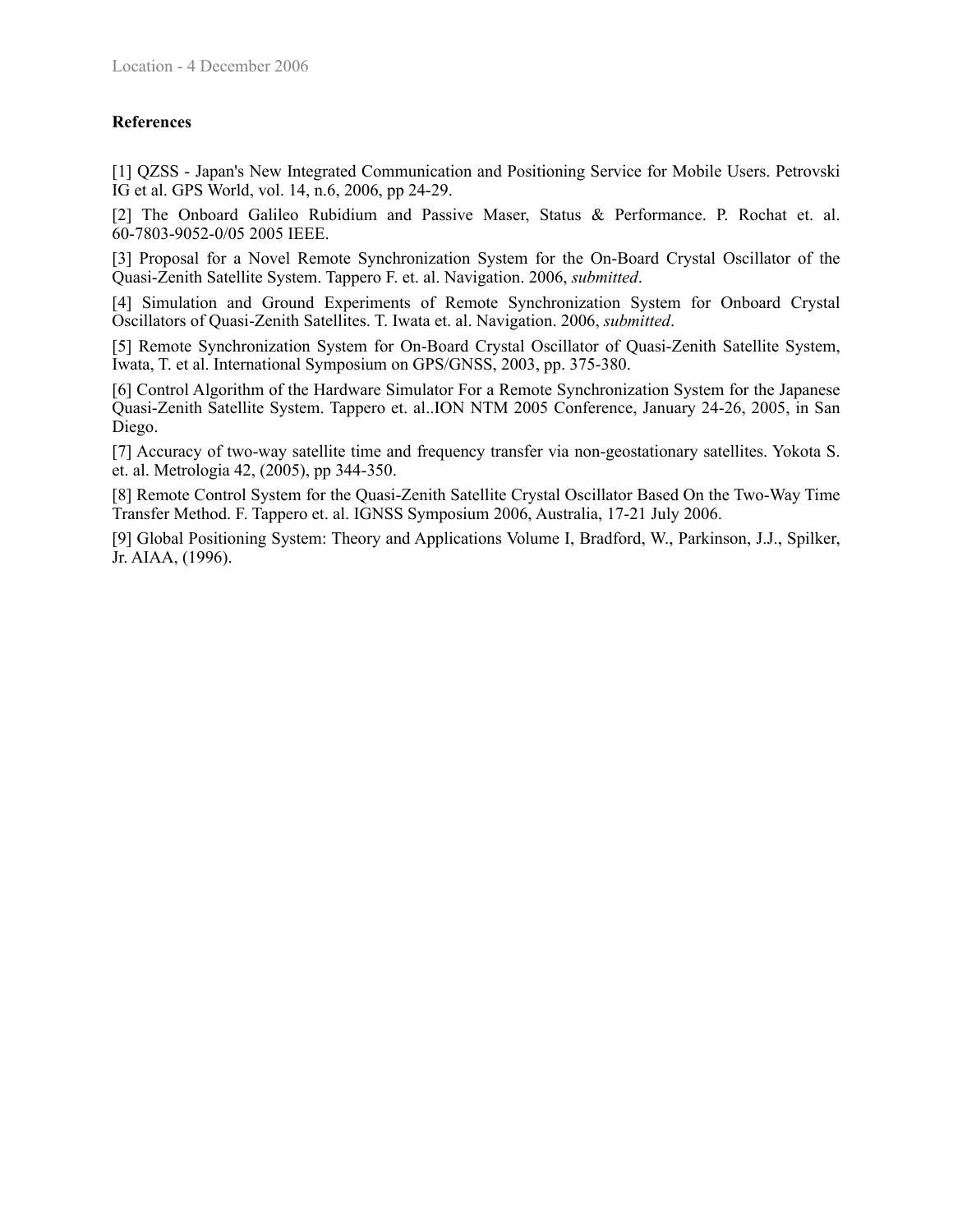**References**

[1] QZSS - Japan's New Integrated Communication and Positioning Service for Mobile Users. Petrovski IG et al. GPS World, vol. 14, n.6, 2006, pp 24-29.

[2] The Onboard Galileo Rubidium and Passive Maser, Status & Performance. P. Rochat et. al. 60-7803-9052-0/05 2005 IEEE.

[3] Proposal for a Novel Remote Synchronization System for the On-Board Crystal Oscillator of the Quasi-Zenith Satellite System. Tappero F. et. al. Navigation. 2006, *submitted*.

[4] Simulation and Ground Experiments of Remote Synchronization System for Onboard Crystal Oscillators of Quasi-Zenith Satellites. T. Iwata et. al. Navigation. 2006, *submitted*.

[5] Remote Synchronization System for On-Board Crystal Oscillator of Quasi-Zenith Satellite System, Iwata, T. et al. International Symposium on GPS/GNSS, 2003, pp. 375-380.

[6] Control Algorithm of the Hardware Simulator For a Remote Synchronization System for the Japanese Quasi-Zenith Satellite System. Tappero et. al..ION NTM 2005 Conference, January 24-26, 2005, in San Diego.

[7] Accuracy of two-way satellite time and frequency transfer via non-geostationary satellites. Yokota S. et. al. Metrologia 42, (2005), pp 344-350.

[8] Remote Control System for the Quasi-Zenith Satellite Crystal Oscillator Based On the Two-Way Time Transfer Method. F. Tappero et. al. IGNSS Symposium 2006, Australia, 17-21 July 2006.

[9] Global Positioning System: Theory and Applications Volume I, Bradford, W., Parkinson, J.J., Spilker, Jr. AIAA, (1996).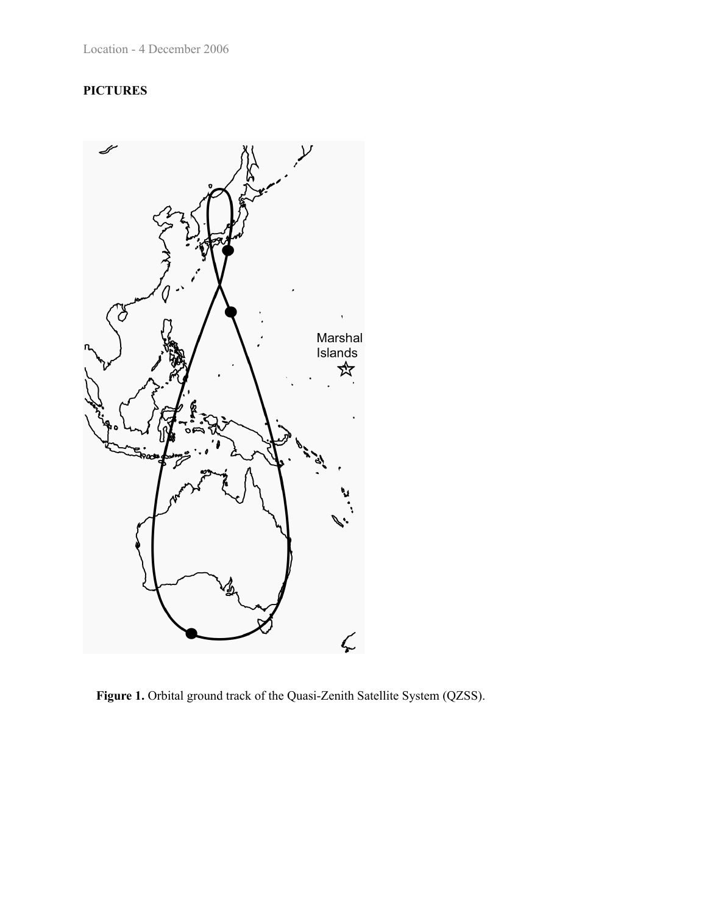**PICTURES**

**Figure 1.** Orbital ground track of the Quasi-Zenith Satellite System (QZSS).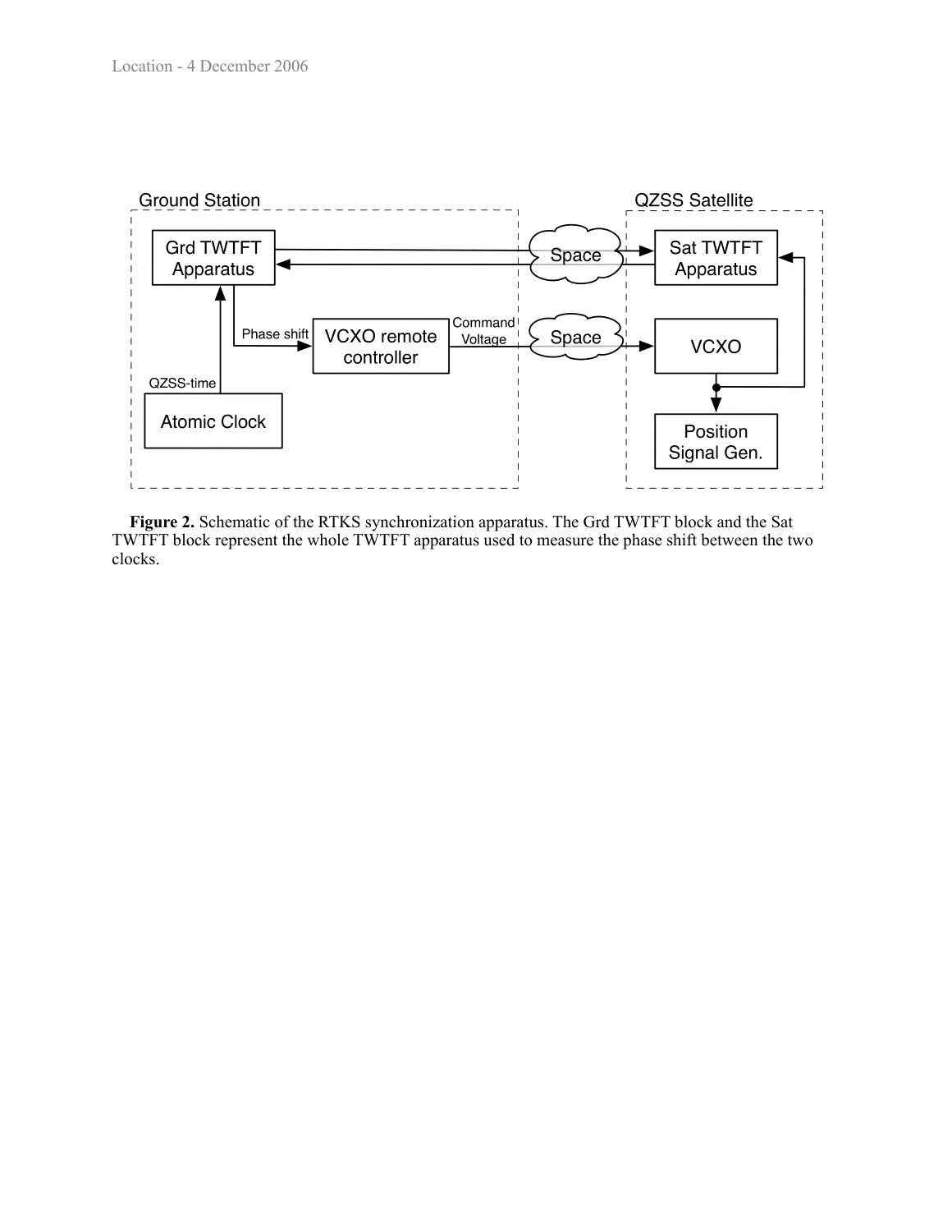**Figure 2.** Schematic of the RTKS synchronization apparatus. The Grd TWTFT block and the Sat TWTFT block represent the whole TWTFT apparatus used to measure the phase shift between the two clocks.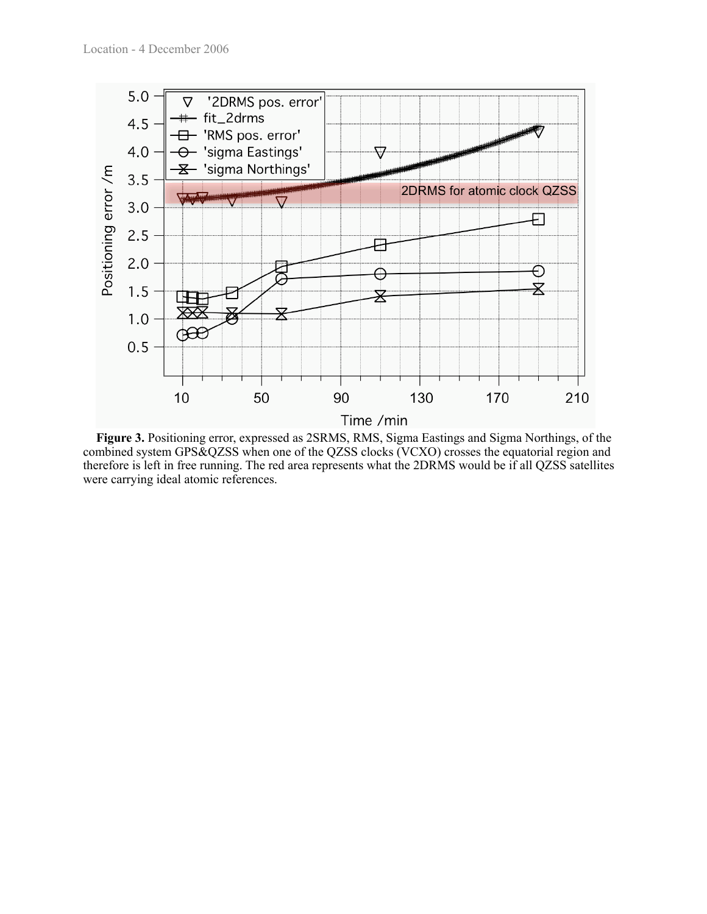5.0
4.5
4.0
3.5
3.0
2.5
2.0
1.5
1.0
0.5

Positioning error /m

'2DRMS pos. error'
fit_2drms
'RMS pos. error'
'sigma Eastings'
'sigma Northings'

2DRMS for atomic clock QZSS

10
50
90
130
170
210

Time /min

**Figure 3.** Positioning error, expressed as 2SRMS, RMS, Sigma Eastings and Sigma Northings, of the combined system GPS&QZSS when one of the QZSS clocks (VCXO) crosses the equatorial region and therefore is left in free running. The red area represents what the 2DRMS would be if all QZSS satellites were carrying ideal atomic references.